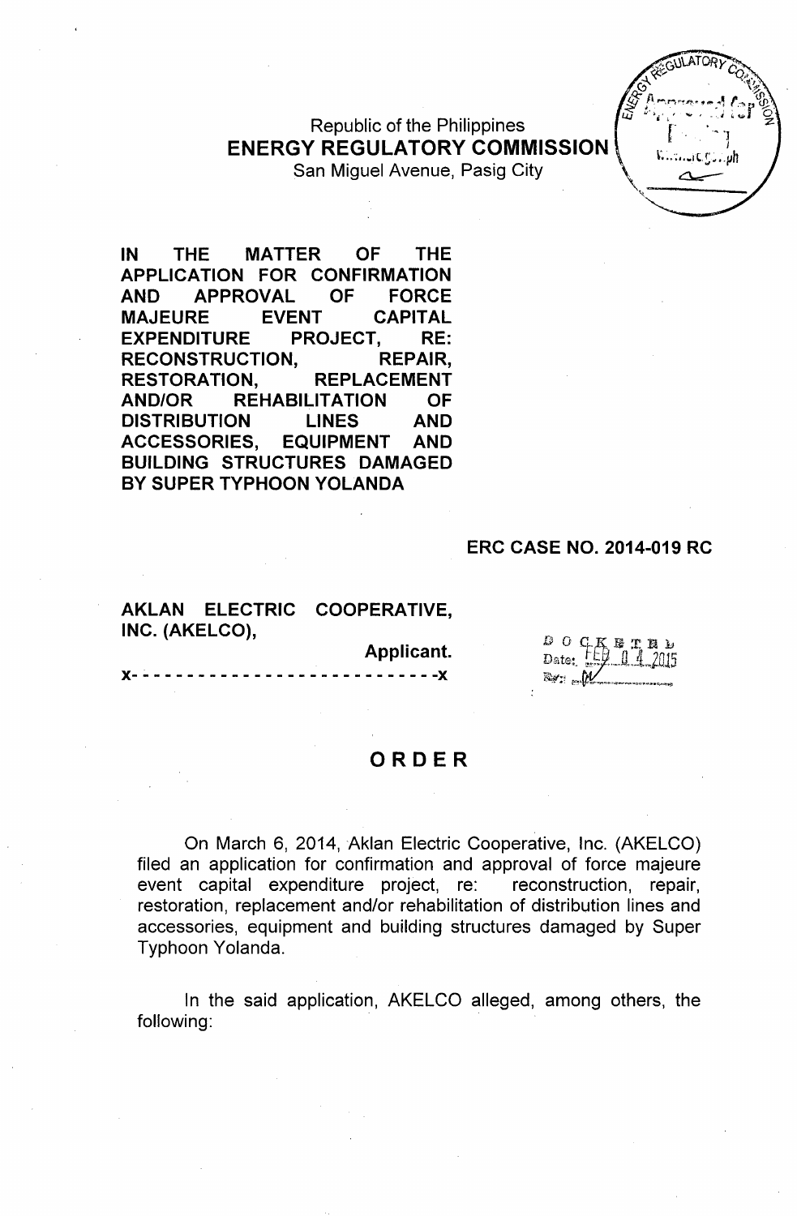Republic of the Philippines
**ENERGY REGULATORY COMMISSION**
San Miguel Avenue, Pasig City

**IN THE MATTER OF THE APPLICATION FOR CONFIRMATION AND APPROVAL OF FORCE MAJEURE EVENT CAPITAL EXPENDITURE PROJECT, RE: RECONSTRUCTION, REPAIR, RESTORATION, REPLACEMENT AND/OR REHABILITATION OF DISTRIBUTION LINES AND ACCESSORIES, EQUIPMENT AND BUILDING STRUCTURES DAMAGED BY SUPER TYPHOON YOLANDA**

**ERC CASE NO. 2014-019 RC**

**AKLAN ELECTRIC COOPERATIVE, INC. (AKELCO),**

**Applicant.**

**x- - - - - - - - - - - - - - - - - - - - - - - - - - -x**

DOCKETED
Date: FEB 04 2015

# ORDER

On March 6, 2014, Aklan Electric Cooperative, Inc. (AKELCO) filed an application for confirmation and approval of force majeure event capital expenditure project, re: reconstruction, repair, restoration, replacement and/or rehabilitation of distribution lines and accessories, equipment and building structures damaged by Super Typhoon Yolanda.

In the said application, AKELCO alleged, among others, the following: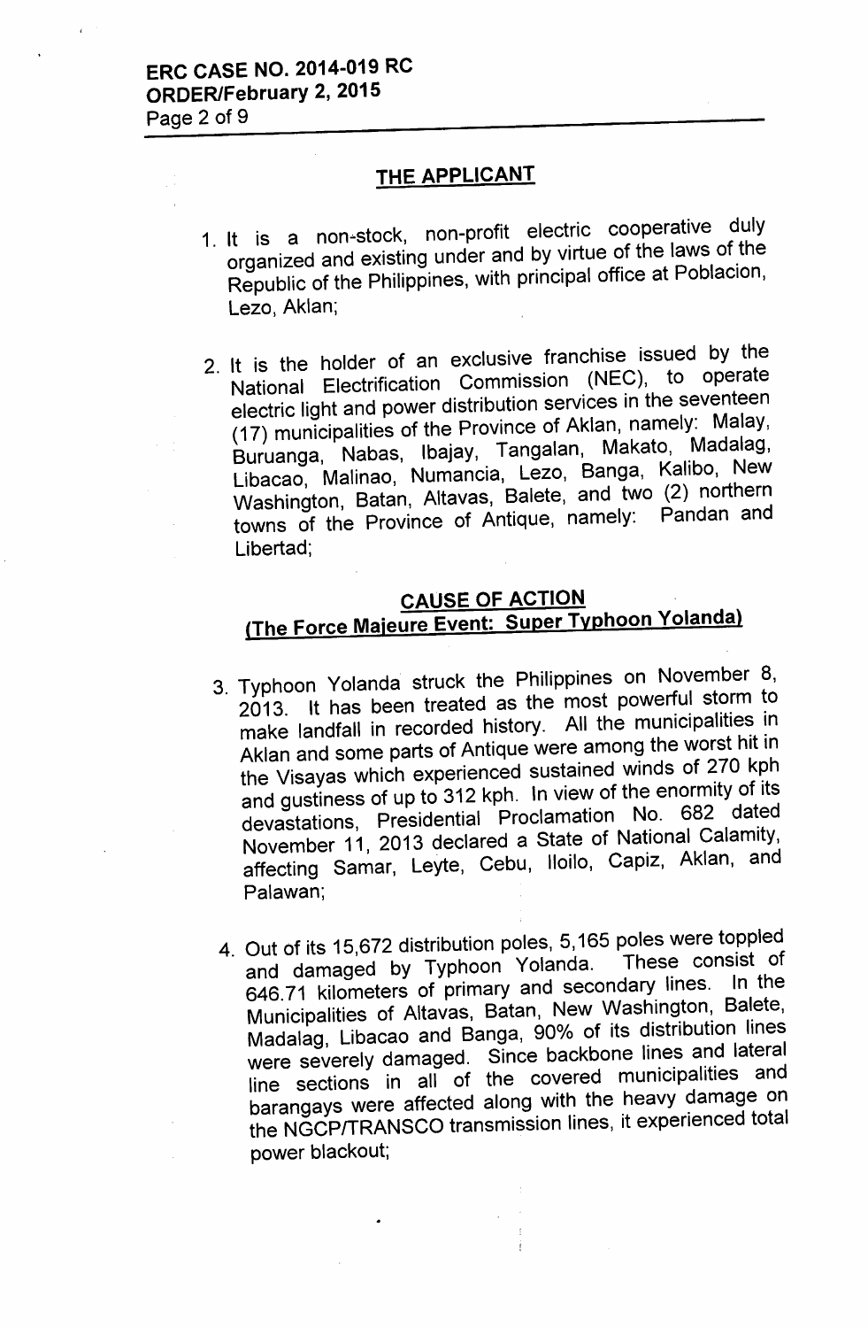## THE APPLICANT

1. It is a non-stock, non-profit electric cooperative duly organized and existing under and by virtue of the laws of the Republic of the Philippines, with principal office at Poblacion, Lezo, Aklan;

2. It is the holder of an exclusive franchise issued by the National Electrification Commission (NEC), to operate electric light and power distribution services in the seventeen (17) municipalities of the Province of Aklan, namely: Malay, Buruanga, Nabas, Ibajay, Tangalan, Makato, Madalag, Libacao, Malinao, Numancia, Lezo, Banga, Kalibo, New Washington, Batan, Altavas, Balete, and two (2) northern towns of the Province of Antique, namely: Pandan and Libertad;

## CAUSE OF ACTION
## (The Force Majeure Event: Super Typhoon Yolanda)

3. Typhoon Yolanda struck the Philippines on November 8, 2013. It has been treated as the most powerful storm to make landfall in recorded history. All the municipalities in Aklan and some parts of Antique were among the worst hit in the Visayas which experienced sustained winds of 270 kph and gustiness of up to 312 kph. In view of the enormity of its devastations, Presidential Proclamation No. 682 dated November 11, 2013 declared a State of National Calamity, affecting Samar, Leyte, Cebu, Iloilo, Capiz, Aklan, and Palawan;

4. Out of its 15,672 distribution poles, 5,165 poles were toppled and damaged by Typhoon Yolanda. These consist of 646.71 kilometers of primary and secondary lines. In the Municipalities of Altavas, Batan, New Washington, Balete, Madalag, Libacao and Banga, 90% of its distribution lines were severely damaged. Since backbone lines and lateral line sections in all of the covered municipalities and barangays were affected along with the heavy damage on the NGCP/TRANSCO transmission lines, it experienced total power blackout;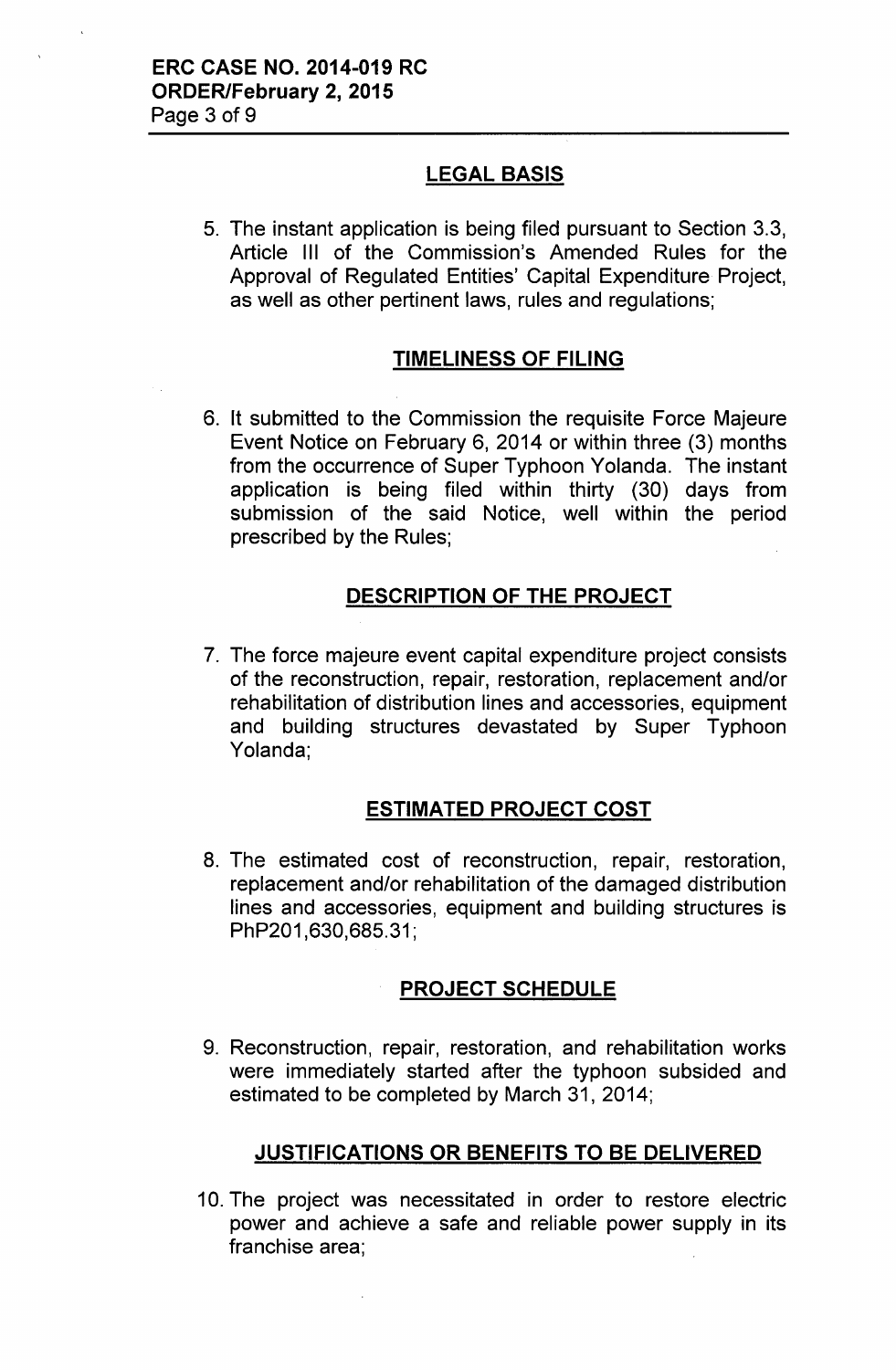## LEGAL BASIS

5. The instant application is being filed pursuant to Section 3.3, Article III of the Commission's Amended Rules for the Approval of Regulated Entities' Capital Expenditure Project, as well as other pertinent laws, rules and regulations;

## TIMELINESS OF FILING

6. It submitted to the Commission the requisite Force Majeure Event Notice on February 6, 2014 or within three (3) months from the occurrence of Super Typhoon Yolanda. The instant application is being filed within thirty (30) days from submission of the said Notice, well within the period prescribed by the Rules;

## DESCRIPTION OF THE PROJECT

7. The force majeure event capital expenditure project consists of the reconstruction, repair, restoration, replacement and/or rehabilitation of distribution lines and accessories, equipment and building structures devastated by Super Typhoon Yolanda;

## ESTIMATED PROJECT COST

8. The estimated cost of reconstruction, repair, restoration, replacement and/or rehabilitation of the damaged distribution lines and accessories, equipment and building structures is PhP201,630,685.31;

## PROJECT SCHEDULE

9. Reconstruction, repair, restoration, and rehabilitation works were immediately started after the typhoon subsided and estimated to be completed by March 31, 2014;

## JUSTIFICATIONS OR BENEFITS TO BE DELIVERED

10. The project was necessitated in order to restore electric power and achieve a safe and reliable power supply in its franchise area;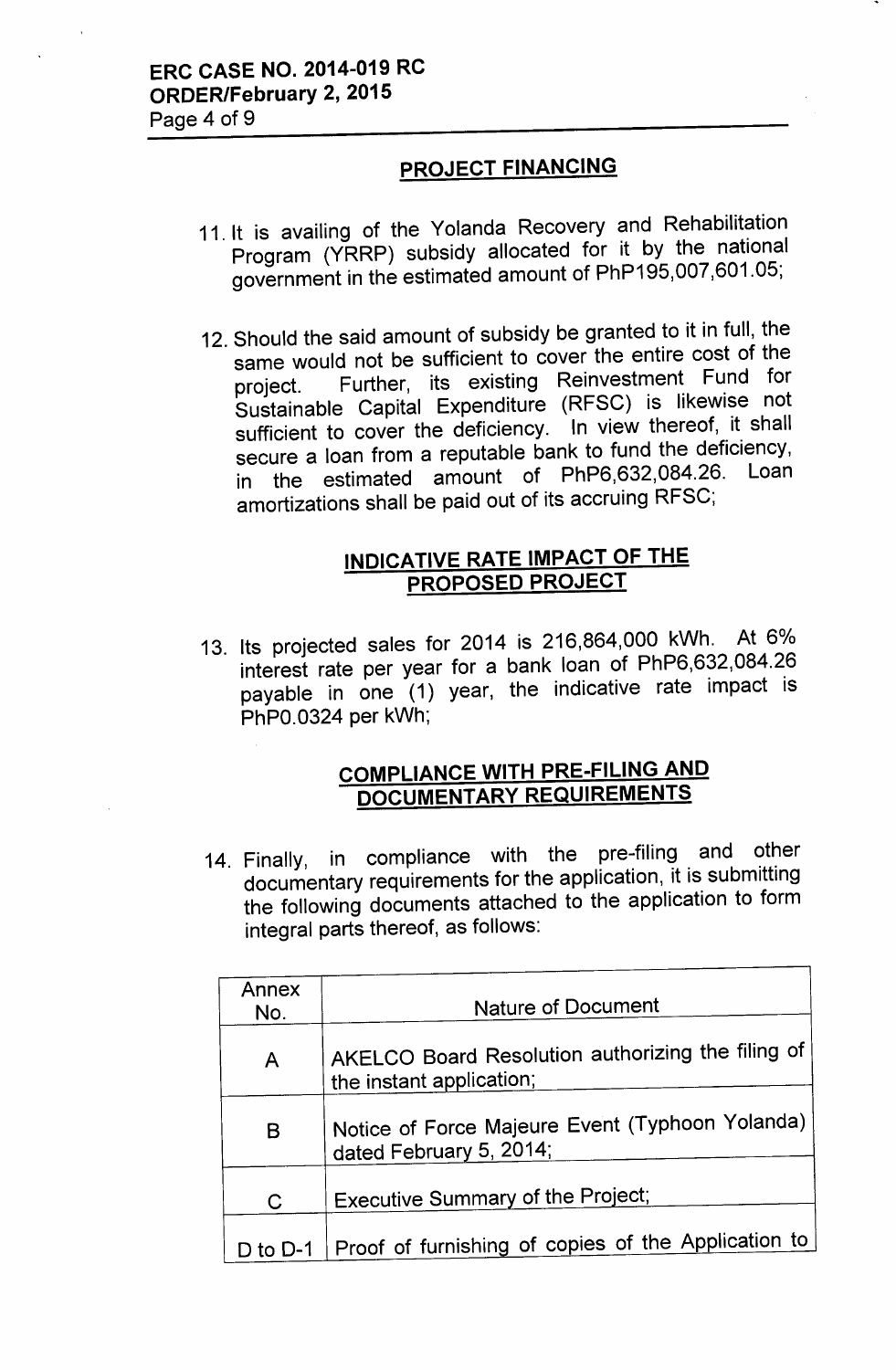## PROJECT FINANCING

11. It is availing of the Yolanda Recovery and Rehabilitation Program (YRRP) subsidy allocated for it by the national government in the estimated amount of PhP195,007,601.05;

12. Should the said amount of subsidy be granted to it in full, the same would not be sufficient to cover the entire cost of the project. Further, its existing Reinvestment Fund for Sustainable Capital Expenditure (RFSC) is likewise not sufficient to cover the deficiency. In view thereof, it shall secure a loan from a reputable bank to fund the deficiency, in the estimated amount of PhP6,632,084.26. Loan amortizations shall be paid out of its accruing RFSC;

## INDICATIVE RATE IMPACT OF THE PROPOSED PROJECT

13. Its projected sales for 2014 is 216,864,000 kWh. At 6% interest rate per year for a bank loan of PhP6,632,084.26 payable in one (1) year, the indicative rate impact is PhP0.0324 per kWh;

## COMPLIANCE WITH PRE-FILING AND DOCUMENTARY REQUIREMENTS

14. Finally, in compliance with the pre-filing and other documentary requirements for the application, it is submitting the following documents attached to the application to form integral parts thereof, as follows:

| Annex No. | Nature of Document |
|---|---|
| A | AKELCO Board Resolution authorizing the filing of the instant application; |
| B | Notice of Force Majeure Event (Typhoon Yolanda) dated February 5, 2014; |
| C | Executive Summary of the Project; |
| D to D-1 | Proof of furnishing of copies of the Application to |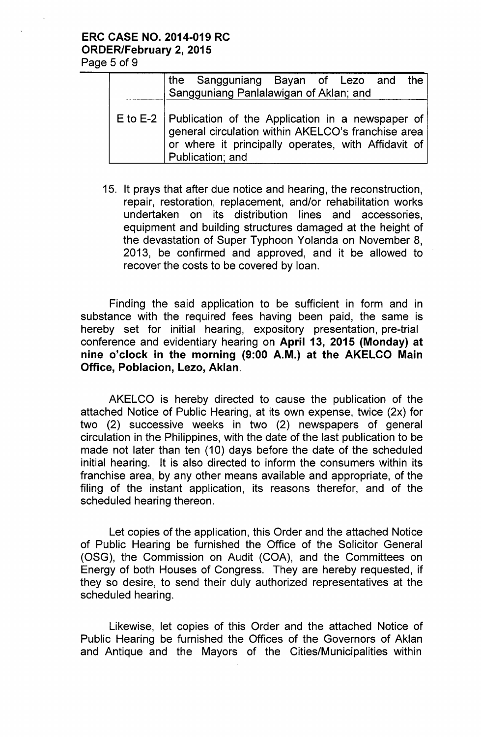| | |
|---|---|
| | the Sangguniang Bayan of Lezo and the Sangguniang Panlalawigan of Aklan; and |
| E to E-2 | Publication of the Application in a newspaper of general circulation within AKELCO's franchise area or where it principally operates, with Affidavit of Publication; and |

15. It prays that after due notice and hearing, the reconstruction, repair, restoration, replacement, and/or rehabilitation works undertaken on its distribution lines and accessories, equipment and building structures damaged at the height of the devastation of Super Typhoon Yolanda on November 8, 2013, be confirmed and approved, and it be allowed to recover the costs to be covered by loan.

Finding the said application to be sufficient in form and in substance with the required fees having been paid, the same is hereby set for initial hearing, expository presentation, pre-trial conference and evidentiary hearing on **April 13, 2015 (Monday) at nine o'clock in the morning (9:00 A.M.) at the AKELCO Main Office, Poblacion, Lezo, Aklan**.

AKELCO is hereby directed to cause the publication of the attached Notice of Public Hearing, at its own expense, twice (2x) for two (2) successive weeks in two (2) newspapers of general circulation in the Philippines, with the date of the last publication to be made not later than ten (10) days before the date of the scheduled initial hearing. It is also directed to inform the consumers within its franchise area, by any other means available and appropriate, of the filing of the instant application, its reasons therefor, and of the scheduled hearing thereon.

Let copies of the application, this Order and the attached Notice of Public Hearing be furnished the Office of the Solicitor General (OSG), the Commission on Audit (COA), and the Committees on Energy of both Houses of Congress. They are hereby requested, if they so desire, to send their duly authorized representatives at the scheduled hearing.

Likewise, let copies of this Order and the attached Notice of Public Hearing be furnished the Offices of the Governors of Aklan and Antique and the Mayors of the Cities/Municipalities within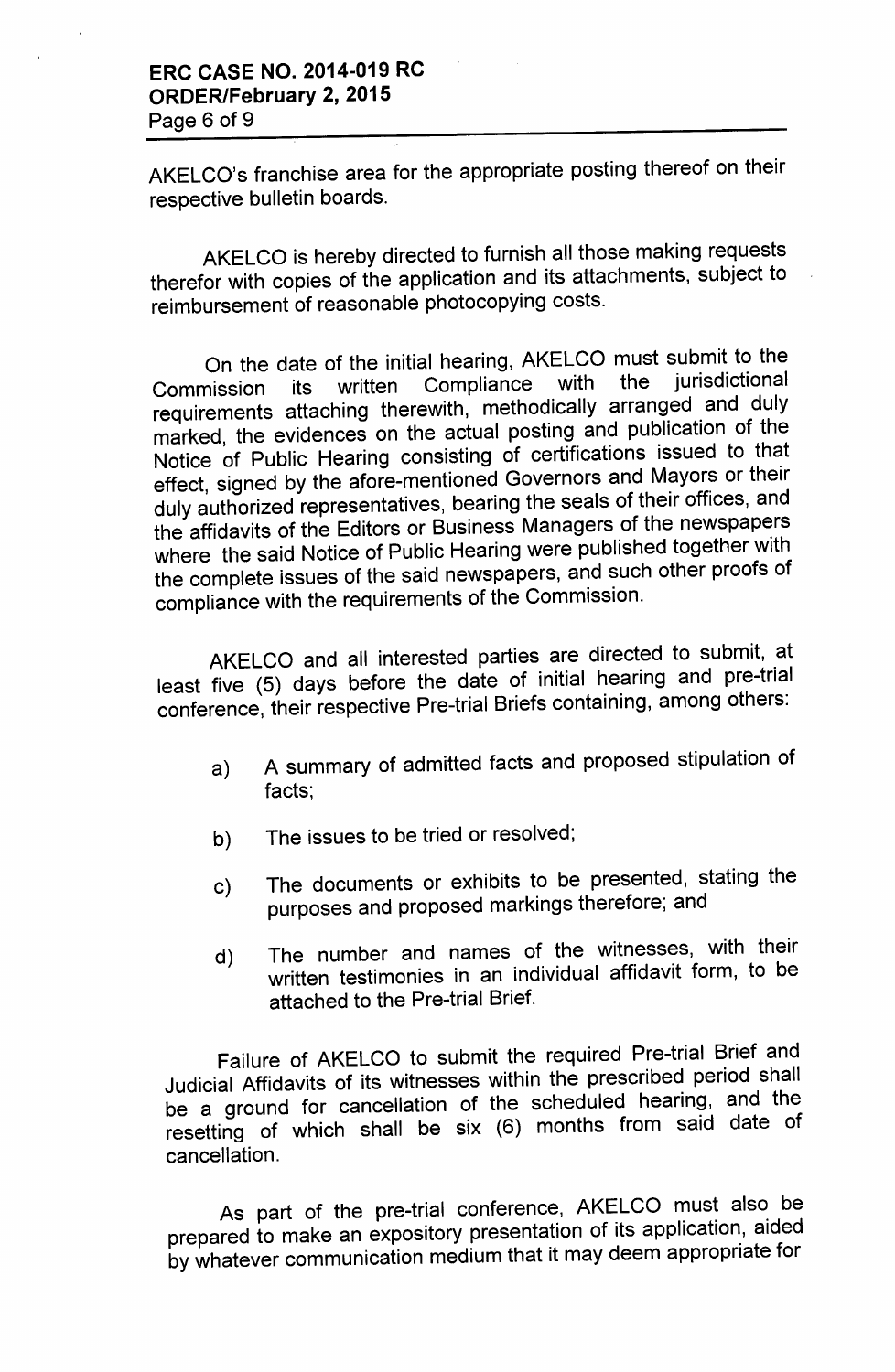AKELCO's franchise area for the appropriate posting thereof on their respective bulletin boards.

AKELCO is hereby directed to furnish all those making requests therefor with copies of the application and its attachments, subject to reimbursement of reasonable photocopying costs.

On the date of the initial hearing, AKELCO must submit to the Commission its written Compliance with the jurisdictional requirements attaching therewith, methodically arranged and duly marked, the evidences on the actual posting and publication of the Notice of Public Hearing consisting of certifications issued to that effect, signed by the afore-mentioned Governors and Mayors or their duly authorized representatives, bearing the seals of their offices, and the affidavits of the Editors or Business Managers of the newspapers where the said Notice of Public Hearing were published together with the complete issues of the said newspapers, and such other proofs of compliance with the requirements of the Commission.

AKELCO and all interested parties are directed to submit, at least five (5) days before the date of initial hearing and pre-trial conference, their respective Pre-trial Briefs containing, among others:

a) A summary of admitted facts and proposed stipulation of facts;

b) The issues to be tried or resolved;

c) The documents or exhibits to be presented, stating the purposes and proposed markings therefore; and

d) The number and names of the witnesses, with their written testimonies in an individual affidavit form, to be attached to the Pre-trial Brief.

Failure of AKELCO to submit the required Pre-trial Brief and Judicial Affidavits of its witnesses within the prescribed period shall be a ground for cancellation of the scheduled hearing, and the resetting of which shall be six (6) months from said date of cancellation.

As part of the pre-trial conference, AKELCO must also be prepared to make an expository presentation of its application, aided by whatever communication medium that it may deem appropriate for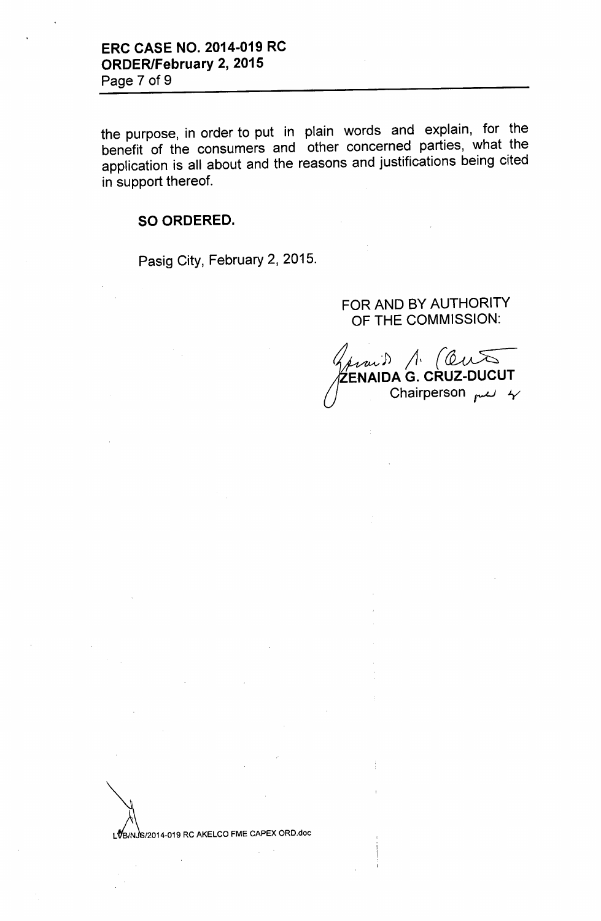the purpose, in order to put in plain words and explain, for the benefit of the consumers and other concerned parties, what the application is all about and the reasons and justifications being cited in support thereof.

**SO ORDERED.**

Pasig City, February 2, 2015.

FOR AND BY AUTHORITY OF THE COMMISSION:

**ZENAIDA G. CRUZ-DUCUT**
Chairperson

LVB/NJS/2014-019 RC AKELCO FME CAPEX ORD.doc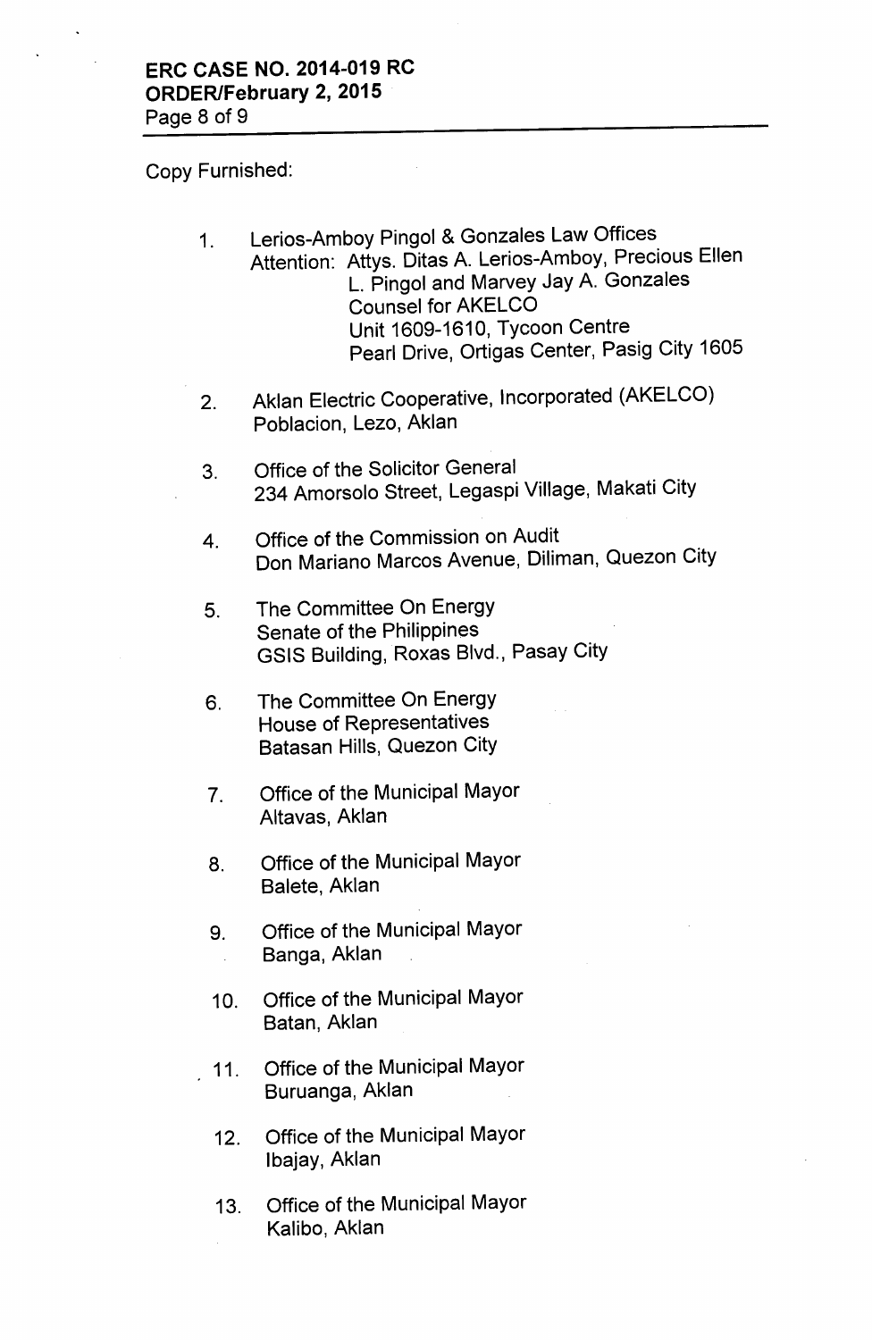Copy Furnished:

1. Lerios-Amboy Pingol & Gonzales Law Offices
   Attention: Attys. Ditas A. Lerios-Amboy, Precious Ellen L. Pingol and Marvey Jay A. Gonzales
   Counsel for AKELCO
   Unit 1609-1610, Tycoon Centre
   Pearl Drive, Ortigas Center, Pasig City 1605

2. Aklan Electric Cooperative, Incorporated (AKELCO)
   Poblacion, Lezo, Aklan

3. Office of the Solicitor General
   234 Amorsolo Street, Legaspi Village, Makati City

4. Office of the Commission on Audit
   Don Mariano Marcos Avenue, Diliman, Quezon City

5. The Committee On Energy
   Senate of the Philippines
   GSIS Building, Roxas Blvd., Pasay City

6. The Committee On Energy
   House of Representatives
   Batasan Hills, Quezon City

7. Office of the Municipal Mayor
   Altavas, Aklan

8. Office of the Municipal Mayor
   Balete, Aklan

9. Office of the Municipal Mayor
   Banga, Aklan

10. Office of the Municipal Mayor
    Batan, Aklan

11. Office of the Municipal Mayor
    Buruanga, Aklan

12. Office of the Municipal Mayor
    Ibajay, Aklan

13. Office of the Municipal Mayor
    Kalibo, Aklan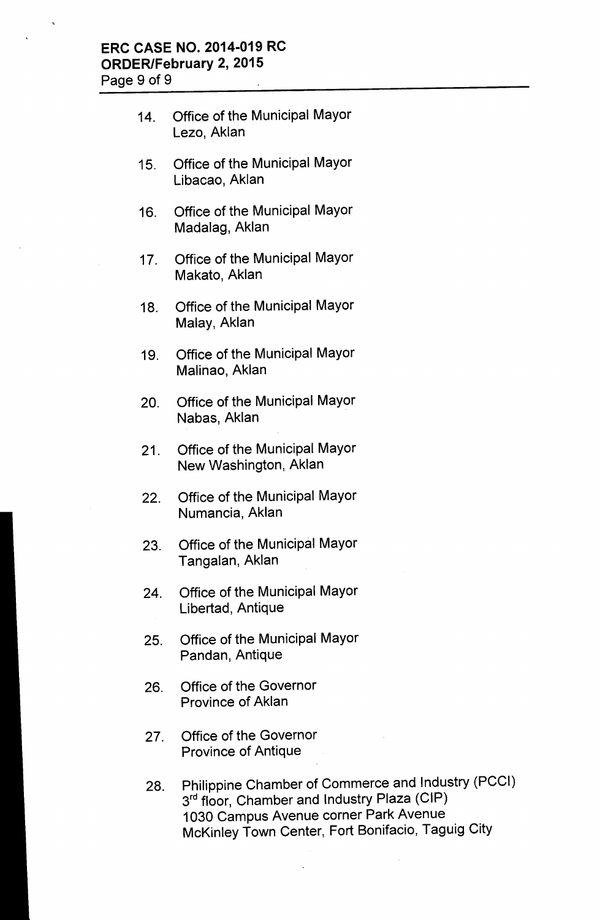14. Office of the Municipal Mayor
    Lezo, Aklan

15. Office of the Municipal Mayor
    Libacao, Aklan

16. Office of the Municipal Mayor
    Madalag, Aklan

17. Office of the Municipal Mayor
    Makato, Aklan

18. Office of the Municipal Mayor
    Malay, Aklan

19. Office of the Municipal Mayor
    Malinao, Aklan

20. Office of the Municipal Mayor
    Nabas, Aklan

21. Office of the Municipal Mayor
    New Washington, Aklan

22. Office of the Municipal Mayor
    Numancia, Aklan

23. Office of the Municipal Mayor
    Tangalan, Aklan

24. Office of the Municipal Mayor
    Libertad, Antique

25. Office of the Municipal Mayor
    Pandan, Antique

26. Office of the Governor
    Province of Aklan

27. Office of the Governor
    Province of Antique

28. Philippine Chamber of Commerce and Industry (PCCI)
    3rd floor, Chamber and Industry Plaza (CIP)
    1030 Campus Avenue corner Park Avenue
    McKinley Town Center, Fort Bonifacio, Taguig City